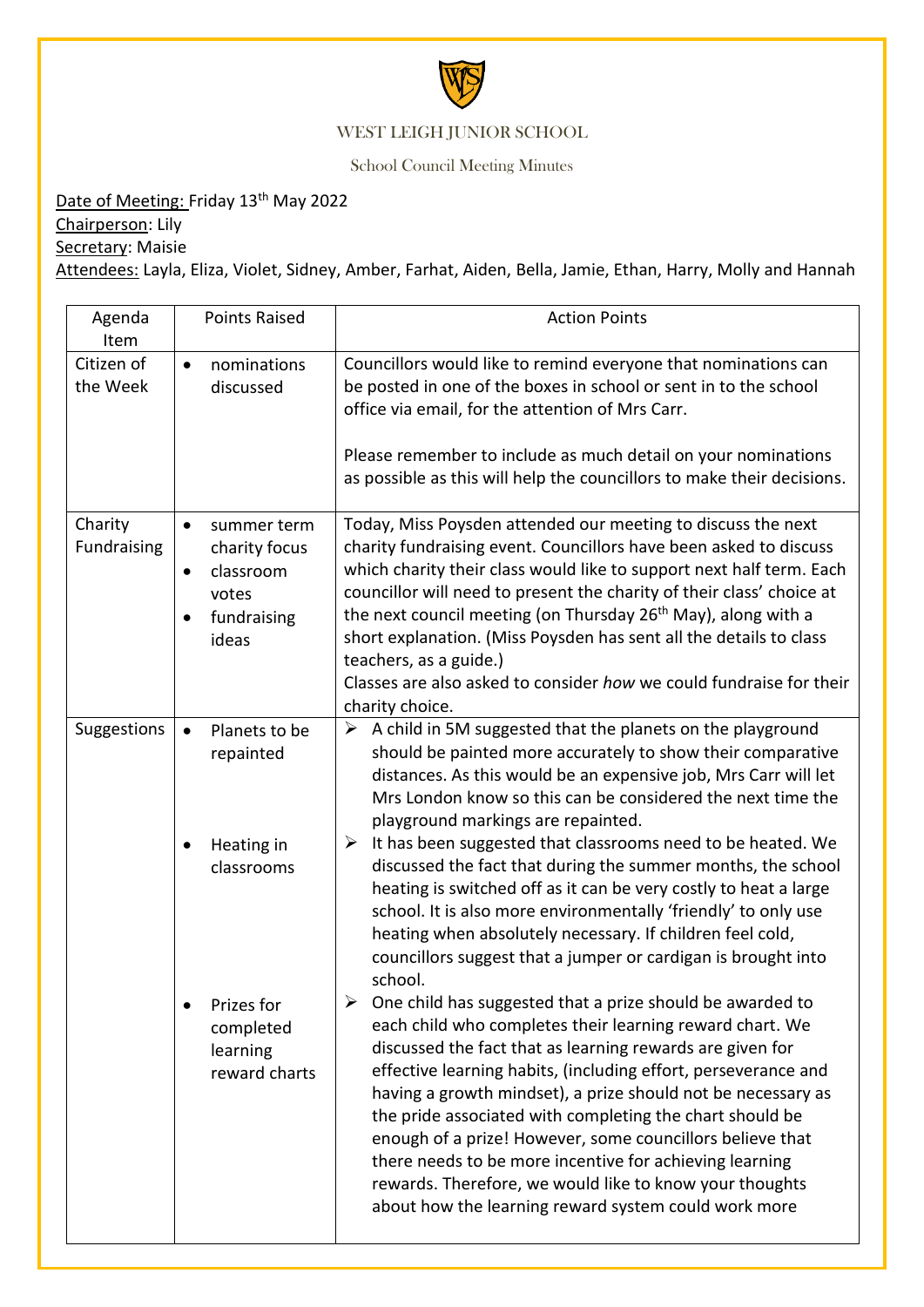WEST LEIGH JUNIOR SCHOOL

School Council Meeting Minutes

Date of Meeting: Friday 13th May 2022
Chairperson: Lily
Secretary: Maisie
Attendees: Layla, Eliza, Violet, Sidney, Amber, Farhat, Aiden, Bella, Jamie, Ethan, Harry, Molly and Hannah

| Agenda Item | Points Raised | Action Points |
|---|---|---|
| Citizen of the Week | • nominations discussed | Councillors would like to remind everyone that nominations can be posted in one of the boxes in school or sent in to the school office via email, for the attention of Mrs Carr.<br><br>Please remember to include as much detail on your nominations as possible as this will help the councillors to make their decisions. |
| Charity Fundraising | • summer term charity focus<br>• classroom votes<br>• fundraising ideas | Today, Miss Poysden attended our meeting to discuss the next charity fundraising event. Councillors have been asked to discuss which charity their class would like to support next half term. Each councillor will need to present the charity of their class' choice at the next council meeting (on Thursday 26th May), along with a short explanation. (Miss Poysden has sent all the details to class teachers, as a guide.)<br>Classes are also asked to consider *how* we could fundraise for their charity choice. |
| Suggestions | • Planets to be repainted<br><br>• Heating in classrooms<br><br>• Prizes for completed learning reward charts | ➢ A child in 5M suggested that the planets on the playground should be painted more accurately to show their comparative distances. As this would be an expensive job, Mrs Carr will let Mrs London know so this can be considered the next time the playground markings are repainted.<br>➢ It has been suggested that classrooms need to be heated. We discussed the fact that during the summer months, the school heating is switched off as it can be very costly to heat a large school. It is also more environmentally 'friendly' to only use heating when absolutely necessary. If children feel cold, councillors suggest that a jumper or cardigan is brought into school.<br>➢ One child has suggested that a prize should be awarded to each child who completes their learning reward chart. We discussed the fact that as learning rewards are given for effective learning habits, (including effort, perseverance and having a growth mindset), a prize should not be necessary as the pride associated with completing the chart should be enough of a prize! However, some councillors believe that there needs to be more incentive for achieving learning rewards. Therefore, we would like to know your thoughts about how the learning reward system could work more |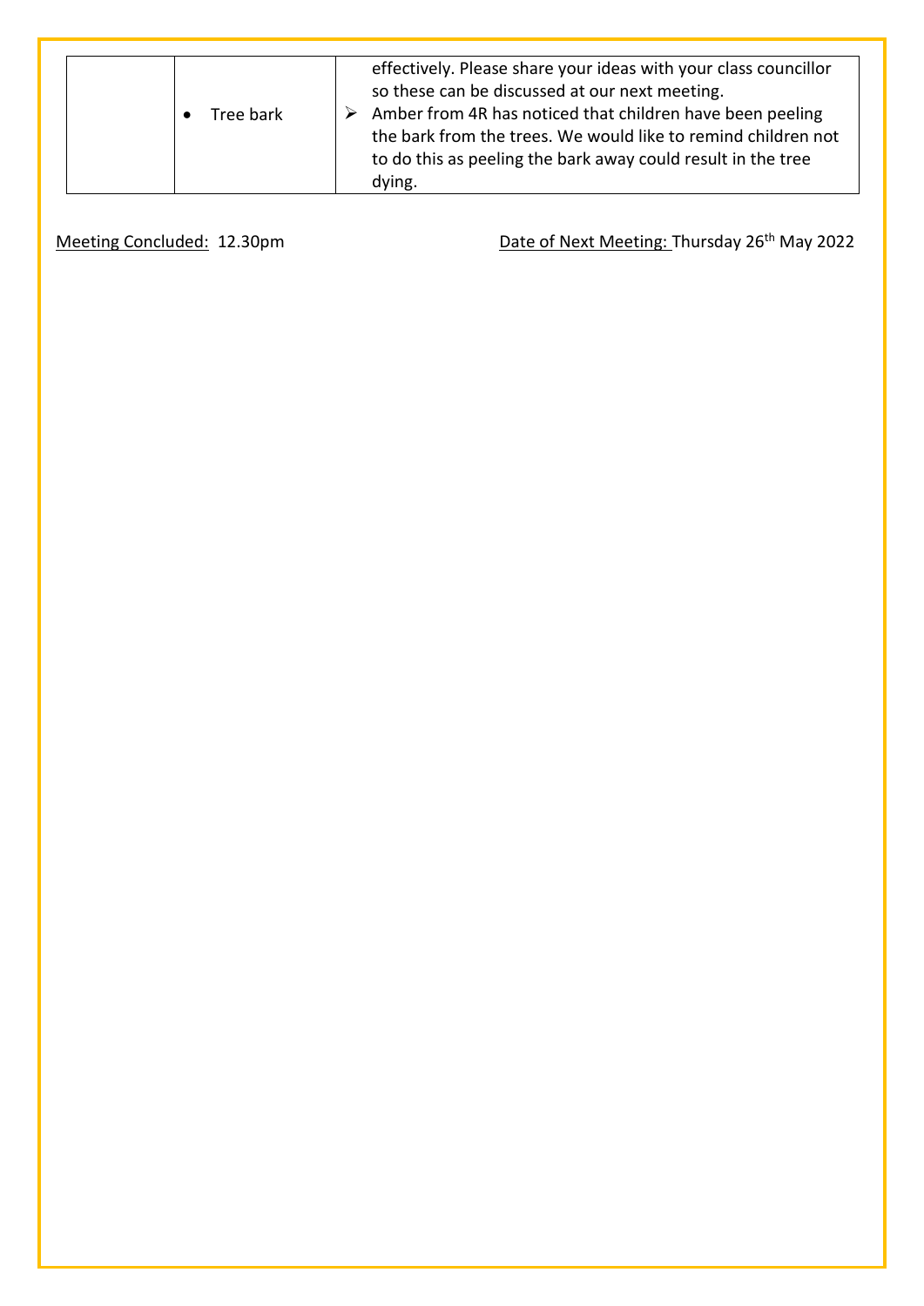| | | |
|---|---|---|
| | • Tree bark | effectively. Please share your ideas with your class councillor so these can be discussed at our next meeting.<br>➢ Amber from 4R has noticed that children have been peeling the bark from the trees. We would like to remind children not to do this as peeling the bark away could result in the tree dying. |

Meeting Concluded: 12.30pm

Date of Next Meeting: Thursday 26th May 2022